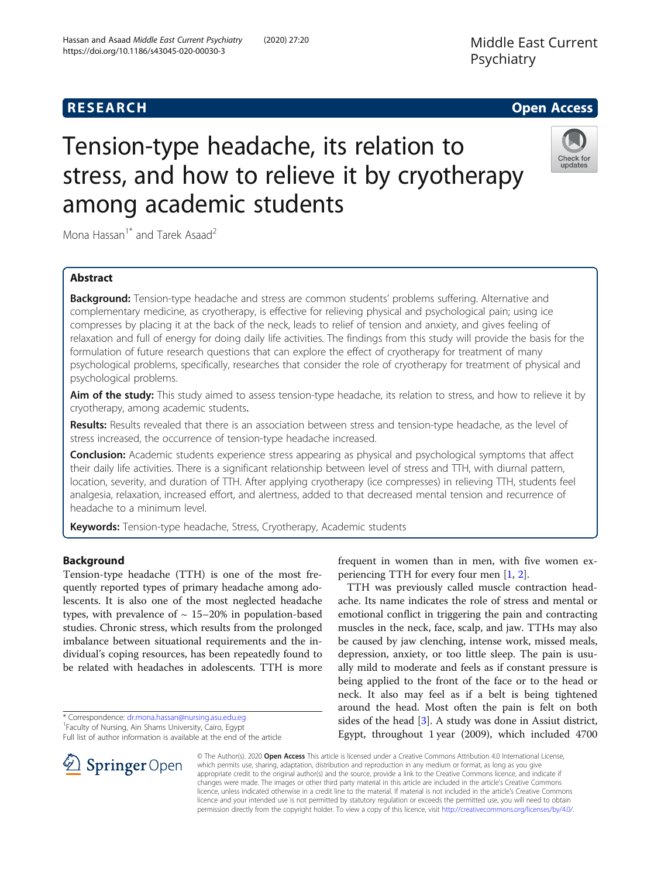**RESEARCH** **Open Access**

# Tension-type headache, its relation to stress, and how to relieve it by cryotherapy among academic students

Mona Hassan[1*] and Tarek Asaad[2]

## Abstract

**Background:** Tension-type headache and stress are common students' problems suffering. Alternative and complementary medicine, as cryotherapy, is effective for relieving physical and psychological pain; using ice compresses by placing it at the back of the neck, leads to relief of tension and anxiety, and gives feeling of relaxation and full of energy for doing daily life activities. The findings from this study will provide the basis for the formulation of future research questions that can explore the effect of cryotherapy for treatment of many psychological problems, specifically, researches that consider the role of cryotherapy for treatment of physical and psychological problems.

**Aim of the study:** This study aimed to assess tension-type headache, its relation to stress, and how to relieve it by cryotherapy, among academic students.

**Results:** Results revealed that there is an association between stress and tension-type headache, as the level of stress increased, the occurrence of tension-type headache increased.

**Conclusion:** Academic students experience stress appearing as physical and psychological symptoms that affect their daily life activities. There is a significant relationship between level of stress and TTH, with diurnal pattern, location, severity, and duration of TTH. After applying cryotherapy (ice compresses) in relieving TTH, students feel analgesia, relaxation, increased effort, and alertness, added to that decreased mental tension and recurrence of headache to a minimum level.

**Keywords:** Tension-type headache, Stress, Cryotherapy, Academic students

## Background

Tension-type headache (TTH) is one of the most frequently reported types of primary headache among adolescents. It is also one of the most neglected headache types, with prevalence of ~ 15–20% in population-based studies. Chronic stress, which results from the prolonged imbalance between situational requirements and the individual's coping resources, has been repeatedly found to be related with headaches in adolescents. TTH is more frequent in women than in men, with five women experiencing TTH for every four men [1, 2].

TTH was previously called muscle contraction headache. Its name indicates the role of stress and mental or emotional conflict in triggering the pain and contracting muscles in the neck, face, scalp, and jaw. TTHs may also be caused by jaw clenching, intense work, missed meals, depression, anxiety, or too little sleep. The pain is usually mild to moderate and feels as if constant pressure is being applied to the front of the face or to the head or neck. It also may feel as if a belt is being tightened around the head. Most often the pain is felt on both sides of the head [3]. A study was done in Assiut district, Egypt, throughout 1 year (2009), which included 4700

* Correspondence: dr.mona.hassan@nursing.asu.edu.eg
[1]Faculty of Nursing, Ain Shams University, Cairo, Egypt
Full list of author information is available at the end of the article

© The Author(s). 2020 **Open Access** This article is licensed under a Creative Commons Attribution 4.0 International License, which permits use, sharing, adaptation, distribution and reproduction in any medium or format, as long as you give appropriate credit to the original author(s) and the source, provide a link to the Creative Commons licence, and indicate if changes were made. The images or other third party material in this article are included in the article's Creative Commons licence, unless indicated otherwise in a credit line to the material. If material is not included in the article's Creative Commons licence and your intended use is not permitted by statutory regulation or exceeds the permitted use, you will need to obtain permission directly from the copyright holder. To view a copy of this licence, visit http://creativecommons.org/licenses/by/4.0/.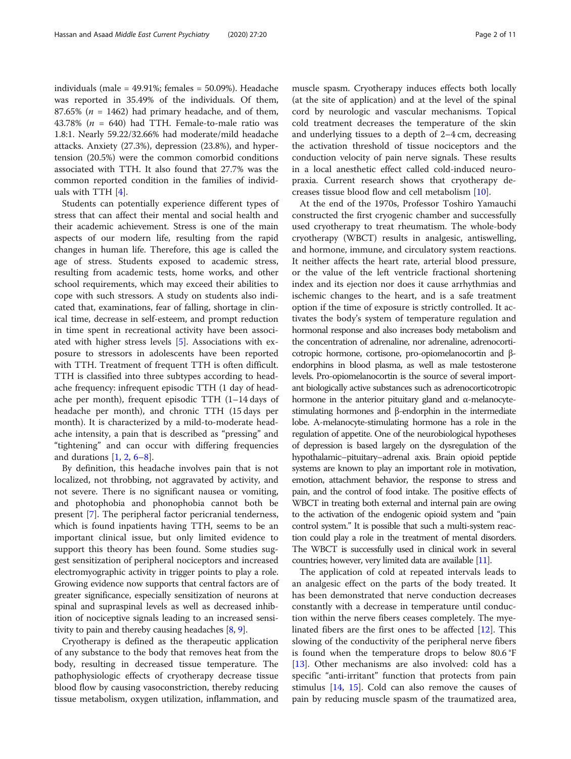individuals (male = 49.91%; females = 50.09%). Headache was reported in 35.49% of the individuals. Of them, 87.65% ($n$ = 1462) had primary headache, and of them, 43.78% ($n$ = 640) had TTH. Female-to-male ratio was 1.8:1. Nearly 59.22/32.66% had moderate/mild headache attacks. Anxiety (27.3%), depression (23.8%), and hypertension (20.5%) were the common comorbid conditions associated with TTH. It also found that 27.7% was the common reported condition in the families of individuals with TTH [4].

Students can potentially experience different types of stress that can affect their mental and social health and their academic achievement. Stress is one of the main aspects of our modern life, resulting from the rapid changes in human life. Therefore, this age is called the age of stress. Students exposed to academic stress, resulting from academic tests, home works, and other school requirements, which may exceed their abilities to cope with such stressors. A study on students also indicated that, examinations, fear of falling, shortage in clinical time, decrease in self-esteem, and prompt reduction in time spent in recreational activity have been associated with higher stress levels [5]. Associations with exposure to stressors in adolescents have been reported with TTH. Treatment of frequent TTH is often difficult. TTH is classified into three subtypes according to headache frequency: infrequent episodic TTH (1 day of headache per month), frequent episodic TTH (1–14 days of headache per month), and chronic TTH (15 days per month). It is characterized by a mild-to-moderate headache intensity, a pain that is described as "pressing" and "tightening" and can occur with differing frequencies and durations [1, 2, 6–8].

By definition, this headache involves pain that is not localized, not throbbing, not aggravated by activity, and not severe. There is no significant nausea or vomiting, and photophobia and phonophobia cannot both be present [7]. The peripheral factor pericranial tenderness, which is found inpatients having TTH, seems to be an important clinical issue, but only limited evidence to support this theory has been found. Some studies suggest sensitization of peripheral nociceptors and increased electromyographic activity in trigger points to play a role. Growing evidence now supports that central factors are of greater significance, especially sensitization of neurons at spinal and supraspinal levels as well as decreased inhibition of nociceptive signals leading to an increased sensitivity to pain and thereby causing headaches [8, 9].

Cryotherapy is defined as the therapeutic application of any substance to the body that removes heat from the body, resulting in decreased tissue temperature. The pathophysiologic effects of cryotherapy decrease tissue blood flow by causing vasoconstriction, thereby reducing tissue metabolism, oxygen utilization, inflammation, and muscle spasm. Cryotherapy induces effects both locally (at the site of application) and at the level of the spinal cord by neurologic and vascular mechanisms. Topical cold treatment decreases the temperature of the skin and underlying tissues to a depth of 2–4 cm, decreasing the activation threshold of tissue nociceptors and the conduction velocity of pain nerve signals. These results in a local anesthetic effect called cold-induced neuropraxia. Current research shows that cryotherapy decreases tissue blood flow and cell metabolism [10].

At the end of the 1970s, Professor Toshiro Yamauchi constructed the first cryogenic chamber and successfully used cryotherapy to treat rheumatism. The whole-body cryotherapy (WBCT) results in analgesic, antiswelling, and hormone, immune, and circulatory system reactions. It neither affects the heart rate, arterial blood pressure, or the value of the left ventricle fractional shortening index and its ejection nor does it cause arrhythmias and ischemic changes to the heart, and is a safe treatment option if the time of exposure is strictly controlled. It activates the body's system of temperature regulation and hormonal response and also increases body metabolism and the concentration of adrenaline, nor adrenaline, adrenocorticotropic hormone, cortisone, pro-opiomelanocortin and β-endorphins in blood plasma, as well as male testosterone levels. Pro-opiomelanocortin is the source of several important biologically active substances such as adrenocorticotropic hormone in the anterior pituitary gland and α-melanocyte-stimulating hormones and β-endorphin in the intermediate lobe. A-melanocyte-stimulating hormone has a role in the regulation of appetite. One of the neurobiological hypotheses of depression is based largely on the dysregulation of the hypothalamic–pituitary–adrenal axis. Brain opioid peptide systems are known to play an important role in motivation, emotion, attachment behavior, the response to stress and pain, and the control of food intake. The positive effects of WBCT in treating both external and internal pain are owing to the activation of the endogenic opioid system and "pain control system." It is possible that such a multi-system reaction could play a role in the treatment of mental disorders. The WBCT is successfully used in clinical work in several countries; however, very limited data are available [11].

The application of cold at repeated intervals leads to an analgesic effect on the parts of the body treated. It has been demonstrated that nerve conduction decreases constantly with a decrease in temperature until conduction within the nerve fibers ceases completely. The myelinated fibers are the first ones to be affected [12]. This slowing of the conductivity of the peripheral nerve fibers is found when the temperature drops to below 80.6 °F [13]. Other mechanisms are also involved: cold has a specific "anti-irritant" function that protects from pain stimulus [14, 15]. Cold can also remove the causes of pain by reducing muscle spasm of the traumatized area,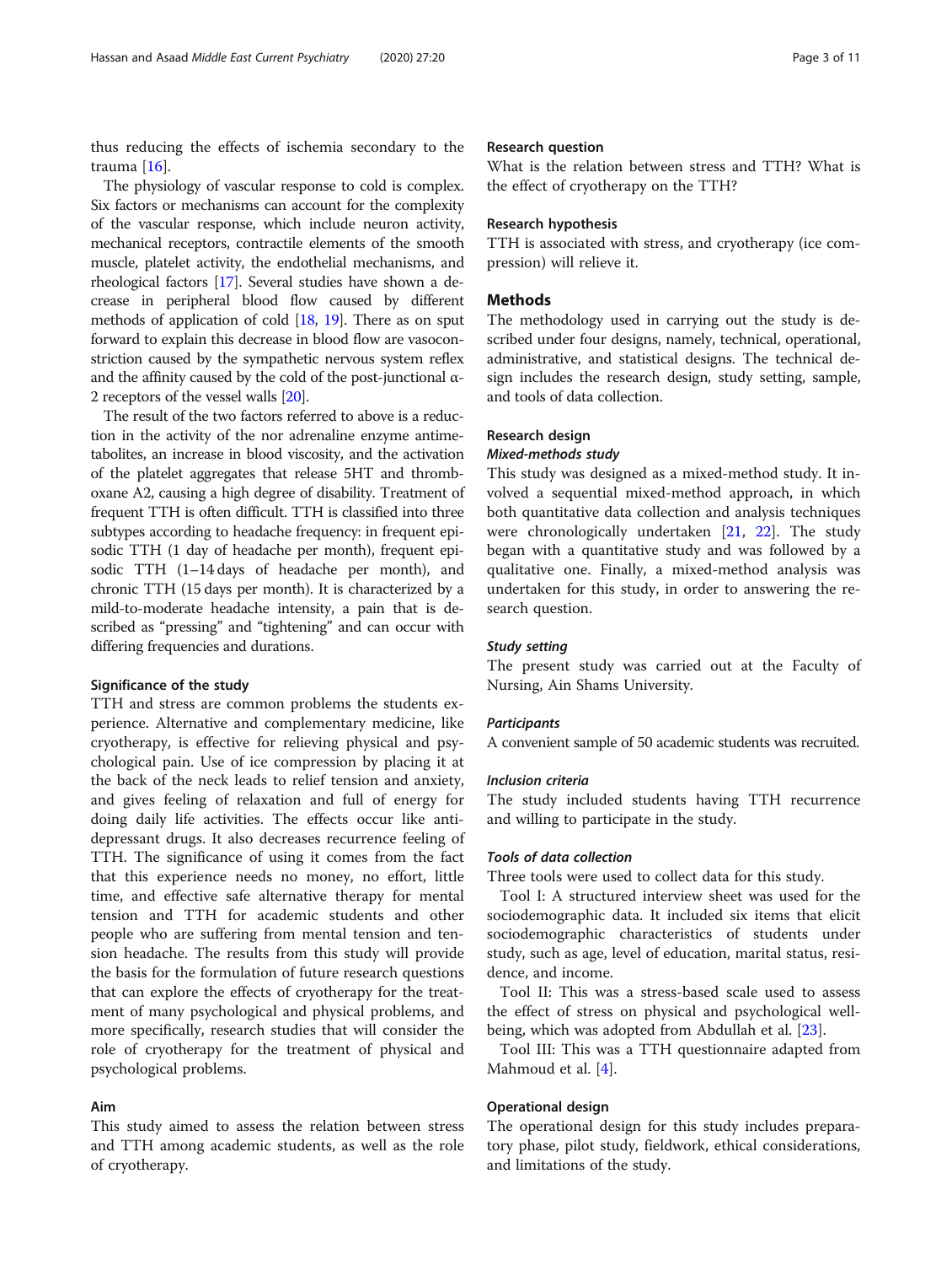thus reducing the effects of ischemia secondary to the trauma [16].

The physiology of vascular response to cold is complex. Six factors or mechanisms can account for the complexity of the vascular response, which include neuron activity, mechanical receptors, contractile elements of the smooth muscle, platelet activity, the endothelial mechanisms, and rheological factors [17]. Several studies have shown a decrease in peripheral blood flow caused by different methods of application of cold [18, 19]. There as on sput forward to explain this decrease in blood flow are vasoconstriction caused by the sympathetic nervous system reflex and the affinity caused by the cold of the post-junctional α-2 receptors of the vessel walls [20].

The result of the two factors referred to above is a reduction in the activity of the nor adrenaline enzyme antimetabolites, an increase in blood viscosity, and the activation of the platelet aggregates that release 5HT and thromboxane A2, causing a high degree of disability. Treatment of frequent TTH is often difficult. TTH is classified into three subtypes according to headache frequency: in frequent episodic TTH (1 day of headache per month), frequent episodic TTH (1–14 days of headache per month), and chronic TTH (15 days per month). It is characterized by a mild-to-moderate headache intensity, a pain that is described as "pressing" and "tightening" and can occur with differing frequencies and durations.

### Significance of the study

TTH and stress are common problems the students experience. Alternative and complementary medicine, like cryotherapy, is effective for relieving physical and psychological pain. Use of ice compression by placing it at the back of the neck leads to relief tension and anxiety, and gives feeling of relaxation and full of energy for doing daily life activities. The effects occur like antidepressant drugs. It also decreases recurrence feeling of TTH. The significance of using it comes from the fact that this experience needs no money, no effort, little time, and effective safe alternative therapy for mental tension and TTH for academic students and other people who are suffering from mental tension and tension headache. The results from this study will provide the basis for the formulation of future research questions that can explore the effects of cryotherapy for the treatment of many psychological and physical problems, and more specifically, research studies that will consider the role of cryotherapy for the treatment of physical and psychological problems.

## Aim

This study aimed to assess the relation between stress and TTH among academic students, as well as the role of cryotherapy.

### Research question

What is the relation between stress and TTH? What is the effect of cryotherapy on the TTH?

### Research hypothesis

TTH is associated with stress, and cryotherapy (ice compression) will relieve it.

## Methods

The methodology used in carrying out the study is described under four designs, namely, technical, operational, administrative, and statistical designs. The technical design includes the research design, study setting, sample, and tools of data collection.

### Research design

#### *Mixed-methods study*

This study was designed as a mixed-method study. It involved a sequential mixed-method approach, in which both quantitative data collection and analysis techniques were chronologically undertaken [21, 22]. The study began with a quantitative study and was followed by a qualitative one. Finally, a mixed-method analysis was undertaken for this study, in order to answering the research question.

#### *Study setting*

The present study was carried out at the Faculty of Nursing, Ain Shams University.

#### *Participants*

A convenient sample of 50 academic students was recruited.

#### *Inclusion criteria*

The study included students having TTH recurrence and willing to participate in the study.

#### *Tools of data collection*

Three tools were used to collect data for this study.

Tool I: A structured interview sheet was used for the sociodemographic data. It included six items that elicit sociodemographic characteristics of students under study, such as age, level of education, marital status, residence, and income.

Tool II: This was a stress-based scale used to assess the effect of stress on physical and psychological well-being, which was adopted from Abdullah et al. [23].

Tool III: This was a TTH questionnaire adapted from Mahmoud et al. [4].

### Operational design

The operational design for this study includes preparatory phase, pilot study, fieldwork, ethical considerations, and limitations of the study.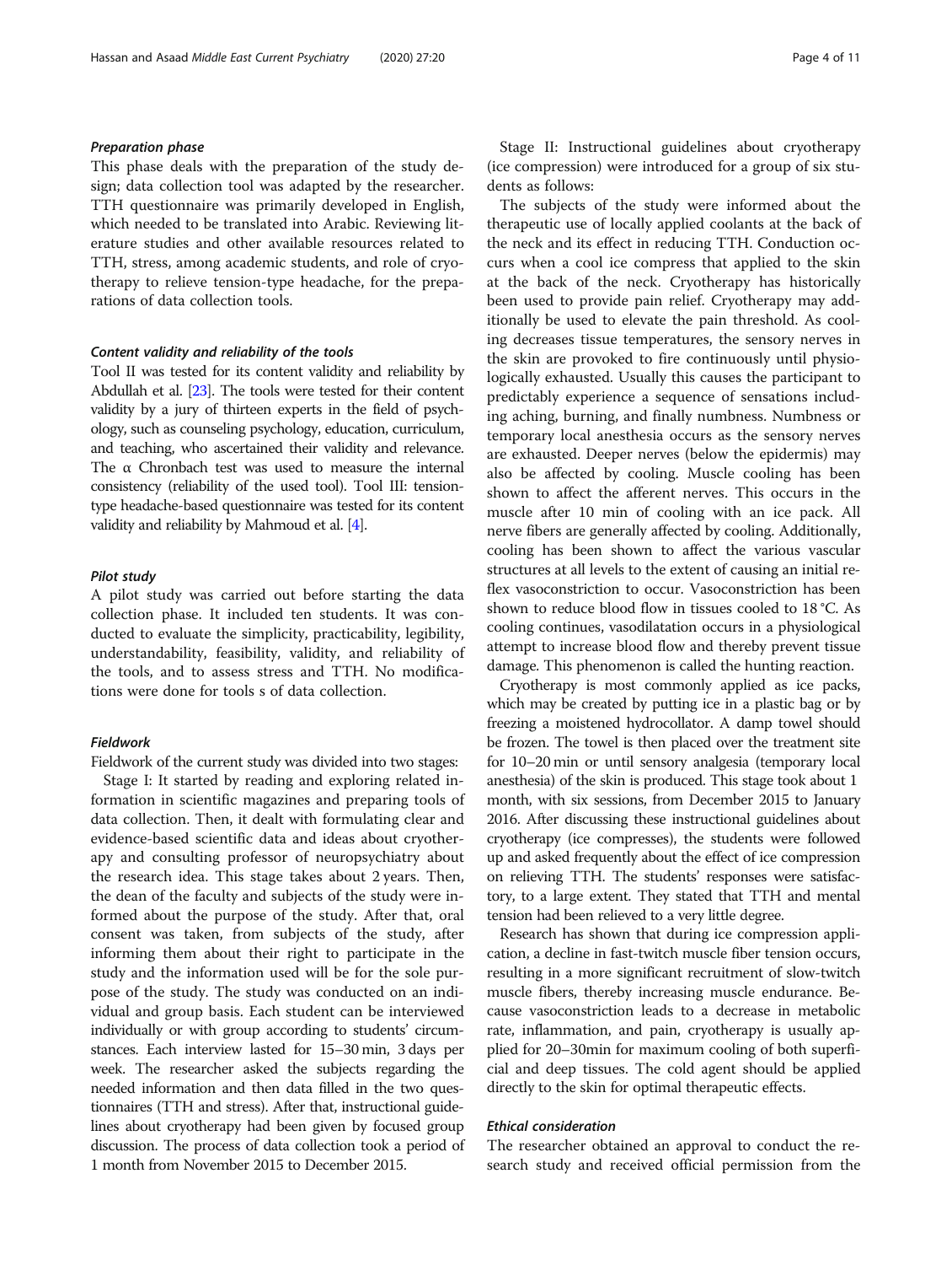#### *Preparation phase*

This phase deals with the preparation of the study design; data collection tool was adapted by the researcher. TTH questionnaire was primarily developed in English, which needed to be translated into Arabic. Reviewing literature studies and other available resources related to TTH, stress, among academic students, and role of cryotherapy to relieve tension-type headache, for the preparations of data collection tools.

#### *Content validity and reliability of the tools*

Tool II was tested for its content validity and reliability by Abdullah et al. [23]. The tools were tested for their content validity by a jury of thirteen experts in the field of psychology, such as counseling psychology, education, curriculum, and teaching, who ascertained their validity and relevance. The α Chronbach test was used to measure the internal consistency (reliability of the used tool). Tool III: tension-type headache-based questionnaire was tested for its content validity and reliability by Mahmoud et al. [4].

#### *Pilot study*

A pilot study was carried out before starting the data collection phase. It included ten students. It was conducted to evaluate the simplicity, practicability, legibility, understandability, feasibility, validity, and reliability of the tools, and to assess stress and TTH. No modifications were done for tools s of data collection.

#### *Fieldwork*

Fieldwork of the current study was divided into two stages:

Stage I: It started by reading and exploring related information in scientific magazines and preparing tools of data collection. Then, it dealt with formulating clear and evidence-based scientific data and ideas about cryotherapy and consulting professor of neuropsychiatry about the research idea. This stage takes about 2 years. Then, the dean of the faculty and subjects of the study were informed about the purpose of the study. After that, oral consent was taken, from subjects of the study, after informing them about their right to participate in the study and the information used will be for the sole purpose of the study. The study was conducted on an individual and group basis. Each student can be interviewed individually or with group according to students' circumstances. Each interview lasted for 15–30 min, 3 days per week. The researcher asked the subjects regarding the needed information and then data filled in the two questionnaires (TTH and stress). After that, instructional guidelines about cryotherapy had been given by focused group discussion. The process of data collection took a period of 1 month from November 2015 to December 2015.

Stage II: Instructional guidelines about cryotherapy (ice compression) were introduced for a group of six students as follows:

The subjects of the study were informed about the therapeutic use of locally applied coolants at the back of the neck and its effect in reducing TTH. Conduction occurs when a cool ice compress that applied to the skin at the back of the neck. Cryotherapy has historically been used to provide pain relief. Cryotherapy may additionally be used to elevate the pain threshold. As cooling decreases tissue temperatures, the sensory nerves in the skin are provoked to fire continuously until physiologically exhausted. Usually this causes the participant to predictably experience a sequence of sensations including aching, burning, and finally numbness. Numbness or temporary local anesthesia occurs as the sensory nerves are exhausted. Deeper nerves (below the epidermis) may also be affected by cooling. Muscle cooling has been shown to affect the afferent nerves. This occurs in the muscle after 10 min of cooling with an ice pack. All nerve fibers are generally affected by cooling. Additionally, cooling has been shown to affect the various vascular structures at all levels to the extent of causing an initial reflex vasoconstriction to occur. Vasoconstriction has been shown to reduce blood flow in tissues cooled to 18 °C. As cooling continues, vasodilatation occurs in a physiological attempt to increase blood flow and thereby prevent tissue damage. This phenomenon is called the hunting reaction.

Cryotherapy is most commonly applied as ice packs, which may be created by putting ice in a plastic bag or by freezing a moistened hydrocollator. A damp towel should be frozen. The towel is then placed over the treatment site for 10–20 min or until sensory analgesia (temporary local anesthesia) of the skin is produced. This stage took about 1 month, with six sessions, from December 2015 to January 2016. After discussing these instructional guidelines about cryotherapy (ice compresses), the students were followed up and asked frequently about the effect of ice compression on relieving TTH. The students' responses were satisfactory, to a large extent. They stated that TTH and mental tension had been relieved to a very little degree.

Research has shown that during ice compression application, a decline in fast-twitch muscle fiber tension occurs, resulting in a more significant recruitment of slow-twitch muscle fibers, thereby increasing muscle endurance. Because vasoconstriction leads to a decrease in metabolic rate, inflammation, and pain, cryotherapy is usually applied for 20–30min for maximum cooling of both superficial and deep tissues. The cold agent should be applied directly to the skin for optimal therapeutic effects.

#### *Ethical consideration*

The researcher obtained an approval to conduct the research study and received official permission from the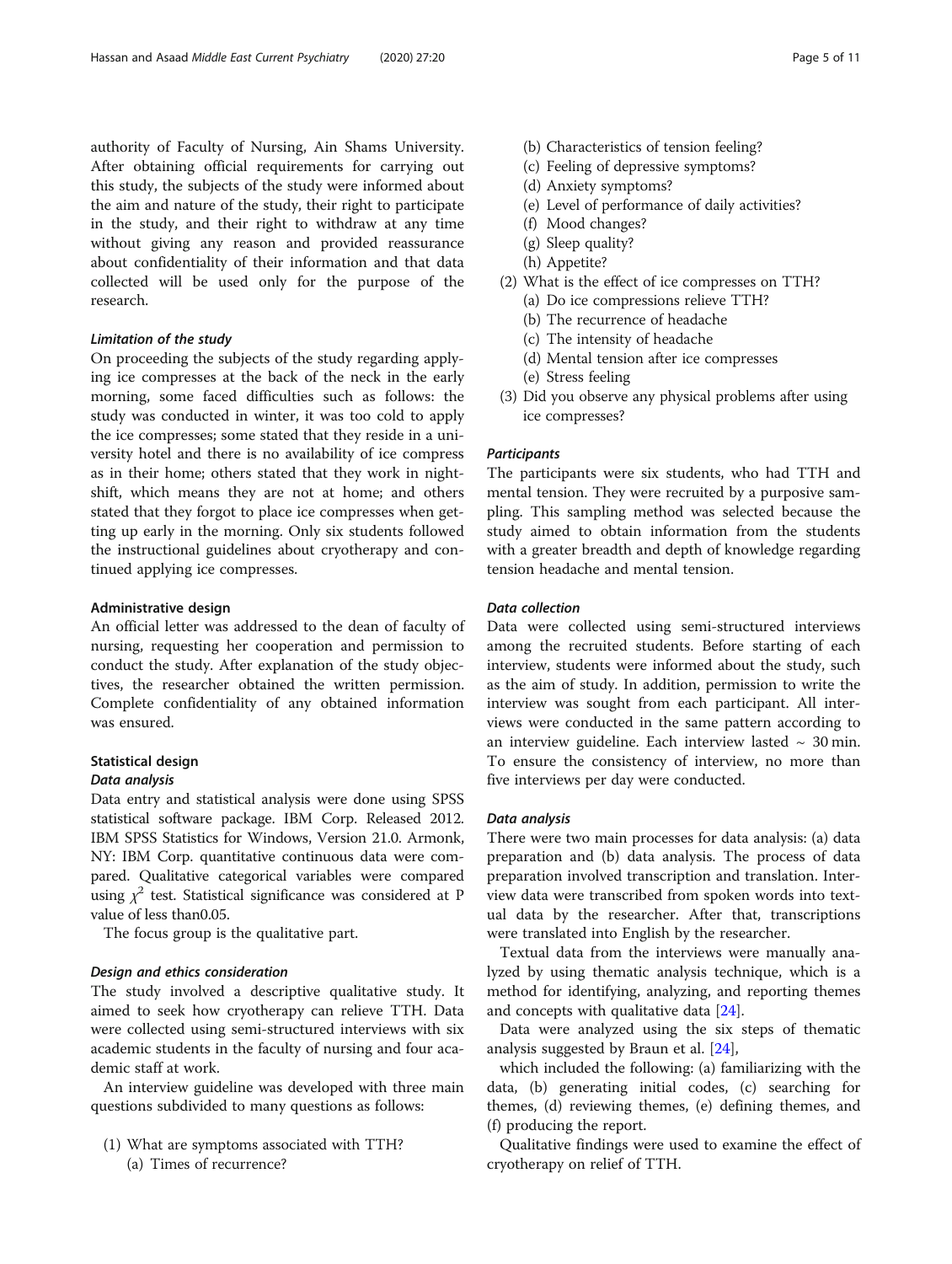authority of Faculty of Nursing, Ain Shams University. After obtaining official requirements for carrying out this study, the subjects of the study were informed about the aim and nature of the study, their right to participate in the study, and their right to withdraw at any time without giving any reason and provided reassurance about confidentiality of their information and that data collected will be used only for the purpose of the research.

#### *Limitation of the study*

On proceeding the subjects of the study regarding applying ice compresses at the back of the neck in the early morning, some faced difficulties such as follows: the study was conducted in winter, it was too cold to apply the ice compresses; some stated that they reside in a university hotel and there is no availability of ice compress as in their home; others stated that they work in night-shift, which means they are not at home; and others stated that they forgot to place ice compresses when getting up early in the morning. Only six students followed the instructional guidelines about cryotherapy and continued applying ice compresses.

### Administrative design

An official letter was addressed to the dean of faculty of nursing, requesting her cooperation and permission to conduct the study. After explanation of the study objectives, the researcher obtained the written permission. Complete confidentiality of any obtained information was ensured.

### Statistical design

#### *Data analysis*

Data entry and statistical analysis were done using SPSS statistical software package. IBM Corp. Released 2012. IBM SPSS Statistics for Windows, Version 21.0. Armonk, NY: IBM Corp. quantitative continuous data were compared. Qualitative categorical variables were compared using $\chi^2$ test. Statistical significance was considered at P value of less than0.05.

The focus group is the qualitative part.

#### *Design and ethics consideration*

The study involved a descriptive qualitative study. It aimed to seek how cryotherapy can relieve TTH. Data were collected using semi-structured interviews with six academic students in the faculty of nursing and four academic staff at work.

An interview guideline was developed with three main questions subdivided to many questions as follows:

(1) What are symptoms associated with TTH?
    (a) Times of recurrence?
    (b) Characteristics of tension feeling?
    (c) Feeling of depressive symptoms?
    (d) Anxiety symptoms?
    (e) Level of performance of daily activities?
    (f) Mood changes?
    (g) Sleep quality?
    (h) Appetite?
(2) What is the effect of ice compresses on TTH?
    (a) Do ice compressions relieve TTH?
    (b) The recurrence of headache
    (c) The intensity of headache
    (d) Mental tension after ice compresses
    (e) Stress feeling
(3) Did you observe any physical problems after using ice compresses?

#### *Participants*

The participants were six students, who had TTH and mental tension. They were recruited by a purposive sampling. This sampling method was selected because the study aimed to obtain information from the students with a greater breadth and depth of knowledge regarding tension headache and mental tension.

#### *Data collection*

Data were collected using semi-structured interviews among the recruited students. Before starting of each interview, students were informed about the study, such as the aim of study. In addition, permission to write the interview was sought from each participant. All interviews were conducted in the same pattern according to an interview guideline. Each interview lasted ~ 30 min. To ensure the consistency of interview, no more than five interviews per day were conducted.

#### *Data analysis*

There were two main processes for data analysis: (a) data preparation and (b) data analysis. The process of data preparation involved transcription and translation. Interview data were transcribed from spoken words into textual data by the researcher. After that, transcriptions were translated into English by the researcher.

Textual data from the interviews were manually analyzed by using thematic analysis technique, which is a method for identifying, analyzing, and reporting themes and concepts with qualitative data [24].

Data were analyzed using the six steps of thematic analysis suggested by Braun et al. [24],

which included the following: (a) familiarizing with the data, (b) generating initial codes, (c) searching for themes, (d) reviewing themes, (e) defining themes, and (f) producing the report.

Qualitative findings were used to examine the effect of cryotherapy on relief of TTH.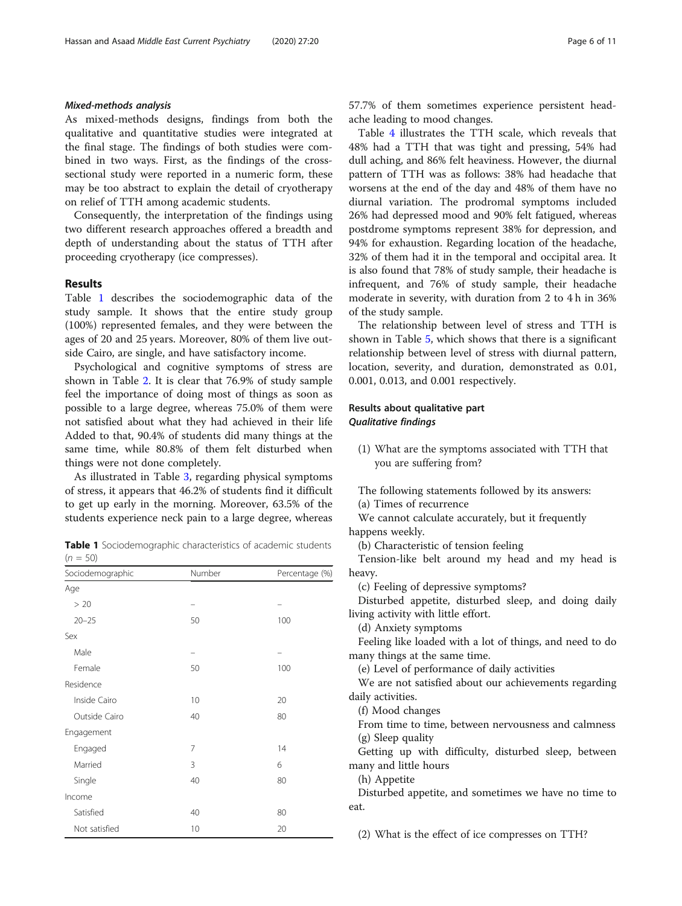### *Mixed-methods analysis*

As mixed-methods designs, findings from both the qualitative and quantitative studies were integrated at the final stage. The findings of both studies were combined in two ways. First, as the findings of the cross-sectional study were reported in a numeric form, these may be too abstract to explain the detail of cryotherapy on relief of TTH among academic students.

Consequently, the interpretation of the findings using two different research approaches offered a breadth and depth of understanding about the status of TTH after proceeding cryotherapy (ice compresses).

## Results

Table 1 describes the sociodemographic data of the study sample. It shows that the entire study group (100%) represented females, and they were between the ages of 20 and 25 years. Moreover, 80% of them live outside Cairo, are single, and have satisfactory income.

Psychological and cognitive symptoms of stress are shown in Table 2. It is clear that 76.9% of study sample feel the importance of doing most of things as soon as possible to a large degree, whereas 75.0% of them were not satisfied about what they had achieved in their life Added to that, 90.4% of students did many things at the same time, while 80.8% of them felt disturbed when things were not done completely.

As illustrated in Table 3, regarding physical symptoms of stress, it appears that 46.2% of students find it difficult to get up early in the morning. Moreover, 63.5% of the students experience neck pain to a large degree, whereas 57.7% of them sometimes experience persistent headache leading to mood changes.

**Table 1** Sociodemographic characteristics of academic students ($n$ = 50)

| Sociodemographic | Number | Percentage (%) |
|---|---|---|
| Age | | |
| > 20 | – | – |
| 20–25 | 50 | 100 |
| Sex | | |
| Male | – | – |
| Female | 50 | 100 |
| Residence | | |
| Inside Cairo | 10 | 20 |
| Outside Cairo | 40 | 80 |
| Engagement | | |
| Engaged | 7 | 14 |
| Married | 3 | 6 |
| Single | 40 | 80 |
| Income | | |
| Satisfied | 40 | 80 |
| Not satisfied | 10 | 20 |

Table 4 illustrates the TTH scale, which reveals that 48% had a TTH that was tight and pressing, 54% had dull aching, and 86% felt heaviness. However, the diurnal pattern of TTH was as follows: 38% had headache that worsens at the end of the day and 48% of them have no diurnal variation. The prodromal symptoms included 26% had depressed mood and 90% felt fatigued, whereas postdrome symptoms represent 38% for depression, and 94% for exhaustion. Regarding location of the headache, 32% of them had it in the temporal and occipital area. It is also found that 78% of study sample, their headache is infrequent, and 76% of study sample, their headache moderate in severity, with duration from 2 to 4 h in 36% of the study sample.

The relationship between level of stress and TTH is shown in Table 5, which shows that there is a significant relationship between level of stress with diurnal pattern, location, severity, and duration, demonstrated as 0.01, 0.001, 0.013, and 0.001 respectively.

### Results about qualitative part

#### *Qualitative findings*

(1) What are the symptoms associated with TTH that you are suffering from?

The following statements followed by its answers:

(a) Times of recurrence

We cannot calculate accurately, but it frequently happens weekly.

(b) Characteristic of tension feeling

Tension-like belt around my head and my head is heavy.

(c) Feeling of depressive symptoms?

Disturbed appetite, disturbed sleep, and doing daily living activity with little effort.

(d) Anxiety symptoms

Feeling like loaded with a lot of things, and need to do many things at the same time.

(e) Level of performance of daily activities

We are not satisfied about our achievements regarding daily activities.

(f) Mood changes

From time to time, between nervousness and calmness

(g) Sleep quality

Getting up with difficulty, disturbed sleep, between many and little hours

(h) Appetite

Disturbed appetite, and sometimes we have no time to eat.

(2) What is the effect of ice compresses on TTH?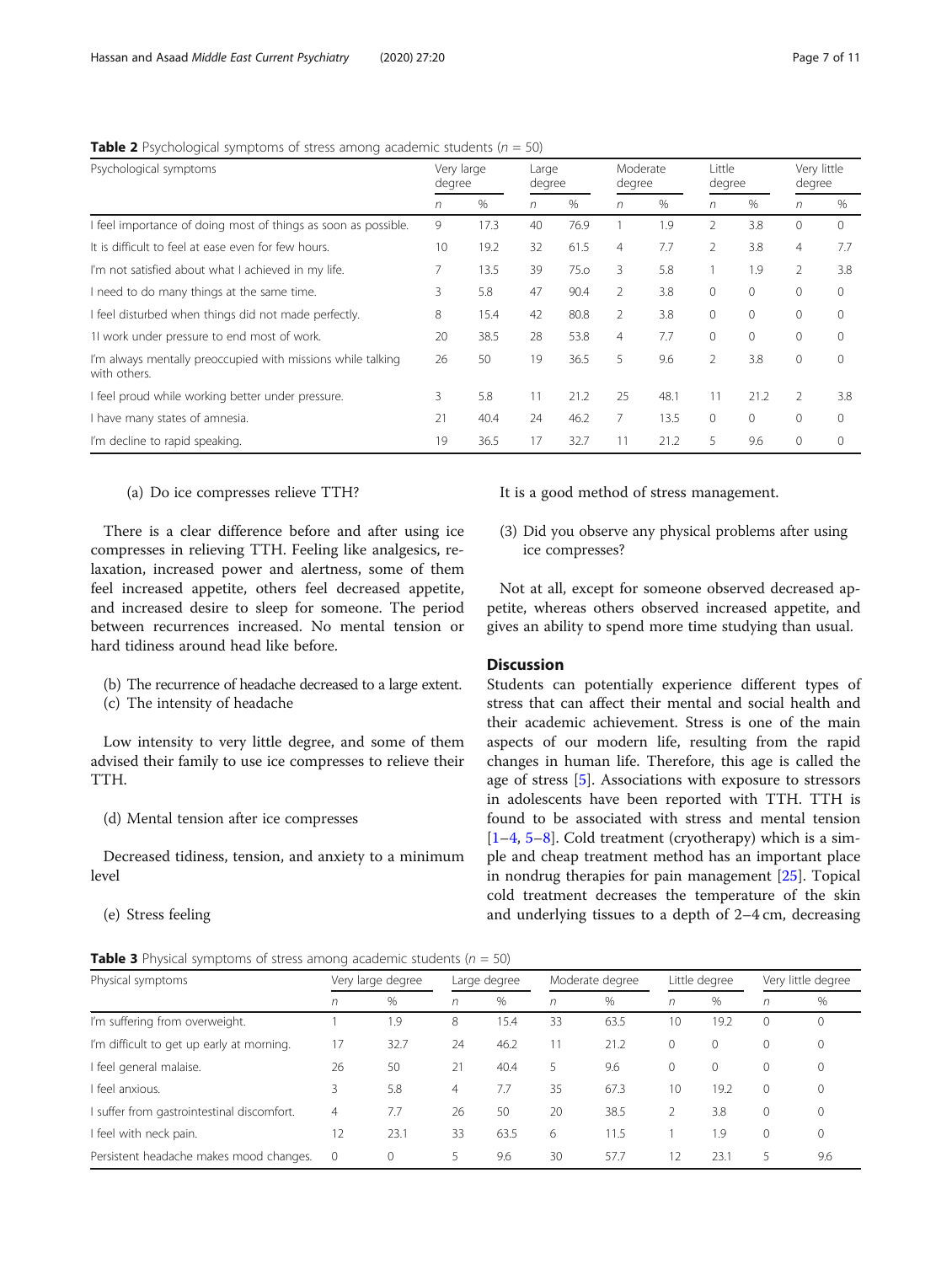**Table 2** Psychological symptoms of stress among academic students ($n$ = 50)

| Psychological symptoms | Very large degree | | Large degree | | Moderate degree | | Little degree | | Very little degree | |
|---|---|---|---|---|---|---|---|---|---|---|
| | n | % | n | % | n | % | n | % | n | % |
| I feel importance of doing most of things as soon as possible. | 9 | 17.3 | 40 | 76.9 | 1 | 1.9 | 2 | 3.8 | 0 | 0 |
| It is difficult to feel at ease even for few hours. | 10 | 19.2 | 32 | 61.5 | 4 | 7.7 | 2 | 3.8 | 4 | 7.7 |
| I'm not satisfied about what I achieved in my life. | 7 | 13.5 | 39 | 75.o | 3 | 5.8 | 1 | 1.9 | 2 | 3.8 |
| I need to do many things at the same time. | 3 | 5.8 | 47 | 90.4 | 2 | 3.8 | 0 | 0 | 0 | 0 |
| I feel disturbed when things did not made perfectly. | 8 | 15.4 | 42 | 80.8 | 2 | 3.8 | 0 | 0 | 0 | 0 |
| 1I work under pressure to end most of work. | 20 | 38.5 | 28 | 53.8 | 4 | 7.7 | 0 | 0 | 0 | 0 |
| I'm always mentally preoccupied with missions while talking with others. | 26 | 50 | 19 | 36.5 | 5 | 9.6 | 2 | 3.8 | 0 | 0 |
| I feel proud while working better under pressure. | 3 | 5.8 | 11 | 21.2 | 25 | 48.1 | 11 | 21.2 | 2 | 3.8 |
| I have many states of amnesia. | 21 | 40.4 | 24 | 46.2 | 7 | 13.5 | 0 | 0 | 0 | 0 |
| I'm decline to rapid speaking. | 19 | 36.5 | 17 | 32.7 | 11 | 21.2 | 5 | 9.6 | 0 | 0 |

(a) Do ice compresses relieve TTH?

There is a clear difference before and after using ice compresses in relieving TTH. Feeling like analgesics, relaxation, increased power and alertness, some of them feel increased appetite, others feel decreased appetite, and increased desire to sleep for someone. The period between recurrences increased. No mental tension or hard tidiness around head like before.

(b) The recurrence of headache decreased to a large extent.

(c) The intensity of headache

Low intensity to very little degree, and some of them advised their family to use ice compresses to relieve their TTH.

(d) Mental tension after ice compresses

Decreased tidiness, tension, and anxiety to a minimum level

(e) Stress feeling

It is a good method of stress management.

(3) Did you observe any physical problems after using ice compresses?

Not at all, except for someone observed decreased appetite, whereas others observed increased appetite, and gives an ability to spend more time studying than usual.

## Discussion

Students can potentially experience different types of stress that can affect their mental and social health and their academic achievement. Stress is one of the main aspects of our modern life, resulting from the rapid changes in human life. Therefore, this age is called the age of stress [5]. Associations with exposure to stressors in adolescents have been reported with TTH. TTH is found to be associated with stress and mental tension [1–4, 5–8]. Cold treatment (cryotherapy) which is a simple and cheap treatment method has an important place in nondrug therapies for pain management [25]. Topical cold treatment decreases the temperature of the skin and underlying tissues to a depth of 2–4 cm, decreasing

**Table 3** Physical symptoms of stress among academic students ($n$ = 50)

| Physical symptoms | Very large degree | | Large degree | | Moderate degree | | Little degree | | Very little degree | |
|---|---|---|---|---|---|---|---|---|---|---|
| | n | % | n | % | n | % | n | % | n | % |
| I'm suffering from overweight. | 1 | 1.9 | 8 | 15.4 | 33 | 63.5 | 10 | 19.2 | 0 | 0 |
| I'm difficult to get up early at morning. | 17 | 32.7 | 24 | 46.2 | 11 | 21.2 | 0 | 0 | 0 | 0 |
| I feel general malaise. | 26 | 50 | 21 | 40.4 | 5 | 9.6 | 0 | 0 | 0 | 0 |
| I feel anxious. | 3 | 5.8 | 4 | 7.7 | 35 | 67.3 | 10 | 19.2 | 0 | 0 |
| I suffer from gastrointestinal discomfort. | 4 | 7.7 | 26 | 50 | 20 | 38.5 | 2 | 3.8 | 0 | 0 |
| I feel with neck pain. | 12 | 23.1 | 33 | 63.5 | 6 | 11.5 | 1 | 1.9 | 0 | 0 |
| Persistent headache makes mood changes. | 0 | 0 | 5 | 9.6 | 30 | 57.7 | 12 | 23.1 | 5 | 9.6 |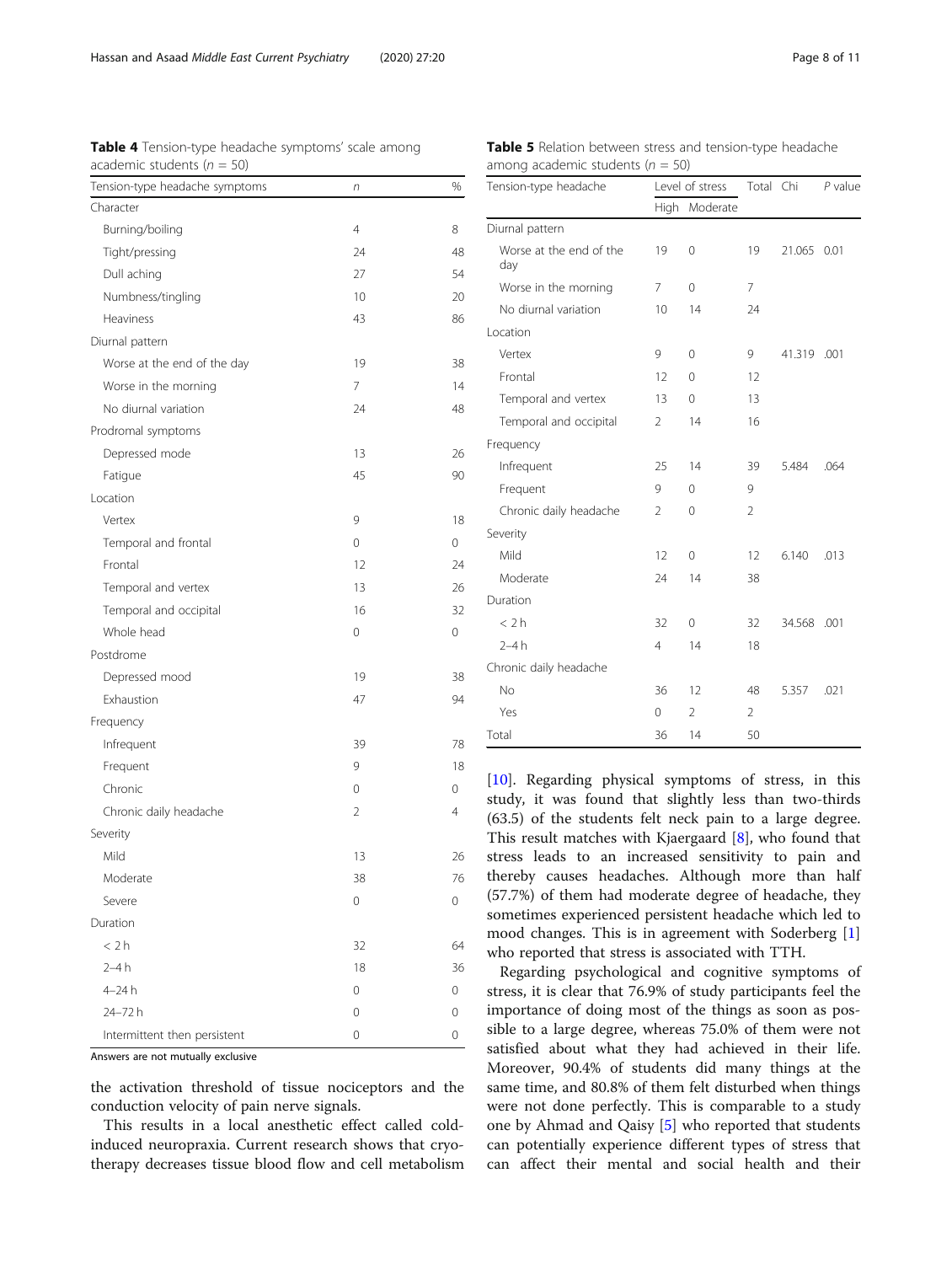**Table 4** Tension-type headache symptoms' scale among academic students ($n$ = 50)

| Tension-type headache symptoms | $n$ | % |
|---|---|---|
| Character | | |
| Burning/boiling | 4 | 8 |
| Tight/pressing | 24 | 48 |
| Dull aching | 27 | 54 |
| Numbness/tingling | 10 | 20 |
| Heaviness | 43 | 86 |
| Diurnal pattern | | |
| Worse at the end of the day | 19 | 38 |
| Worse in the morning | 7 | 14 |
| No diurnal variation | 24 | 48 |
| Prodromal symptoms | | |
| Depressed mode | 13 | 26 |
| Fatigue | 45 | 90 |
| Location | | |
| Vertex | 9 | 18 |
| Temporal and frontal | 0 | 0 |
| Frontal | 12 | 24 |
| Temporal and vertex | 13 | 26 |
| Temporal and occipital | 16 | 32 |
| Whole head | 0 | 0 |
| Postdrome | | |
| Depressed mood | 19 | 38 |
| Exhaustion | 47 | 94 |
| Frequency | | |
| Infrequent | 39 | 78 |
| Frequent | 9 | 18 |
| Chronic | 0 | 0 |
| Chronic daily headache | 2 | 4 |
| Severity | | |
| Mild | 13 | 26 |
| Moderate | 38 | 76 |
| Severe | 0 | 0 |
| Duration | | |
| < 2 h | 32 | 64 |
| 2–4 h | 18 | 36 |
| 4–24 h | 0 | 0 |
| 24–72 h | 0 | 0 |
| Intermittent then persistent | 0 | 0 |

Answers are not mutually exclusive

**Table 5** Relation between stress and tension-type headache among academic students ($n$ = 50)

| Tension-type headache | Level of stress | | Total | Chi | $P$ value |
|---|---|---|---|---|---|
| | High | Moderate | | | |
| Diurnal pattern | | | | | |
| Worse at the end of the day | 19 | 0 | 19 | 21.065 | 0.01 |
| Worse in the morning | 7 | 0 | 7 | | |
| No diurnal variation | 10 | 14 | 24 | | |
| Location | | | | | |
| Vertex | 9 | 0 | 9 | 41.319 | .001 |
| Frontal | 12 | 0 | 12 | | |
| Temporal and vertex | 13 | 0 | 13 | | |
| Temporal and occipital | 2 | 14 | 16 | | |
| Frequency | | | | | |
| Infrequent | 25 | 14 | 39 | 5.484 | .064 |
| Frequent | 9 | 0 | 9 | | |
| Chronic daily headache | 2 | 0 | 2 | | |
| Severity | | | | | |
| Mild | 12 | 0 | 12 | 6.140 | .013 |
| Moderate | 24 | 14 | 38 | | |
| Duration | | | | | |
| < 2 h | 32 | 0 | 32 | 34.568 | .001 |
| 2–4 h | 4 | 14 | 18 | | |
| Chronic daily headache | | | | | |
| No | 36 | 12 | 48 | 5.357 | .021 |
| Yes | 0 | 2 | 2 | | |
| Total | 36 | 14 | 50 | | |

the activation threshold of tissue nociceptors and the conduction velocity of pain nerve signals.

This results in a local anesthetic effect called cold-induced neuropraxia. Current research shows that cryotherapy decreases tissue blood flow and cell metabolism [10]. Regarding physical symptoms of stress, in this study, it was found that slightly less than two-thirds (63.5) of the students felt neck pain to a large degree. This result matches with Kjaergaard [8], who found that stress leads to an increased sensitivity to pain and thereby causes headaches. Although more than half (57.7%) of them had moderate degree of headache, they sometimes experienced persistent headache which led to mood changes. This is in agreement with Soderberg [1] who reported that stress is associated with TTH.

Regarding psychological and cognitive symptoms of stress, it is clear that 76.9% of study participants feel the importance of doing most of the things as soon as possible to a large degree, whereas 75.0% of them were not satisfied about what they had achieved in their life. Moreover, 90.4% of students did many things at the same time, and 80.8% of them felt disturbed when things were not done perfectly. This is comparable to a study one by Ahmad and Qaisy [5] who reported that students can potentially experience different types of stress that can affect their mental and social health and their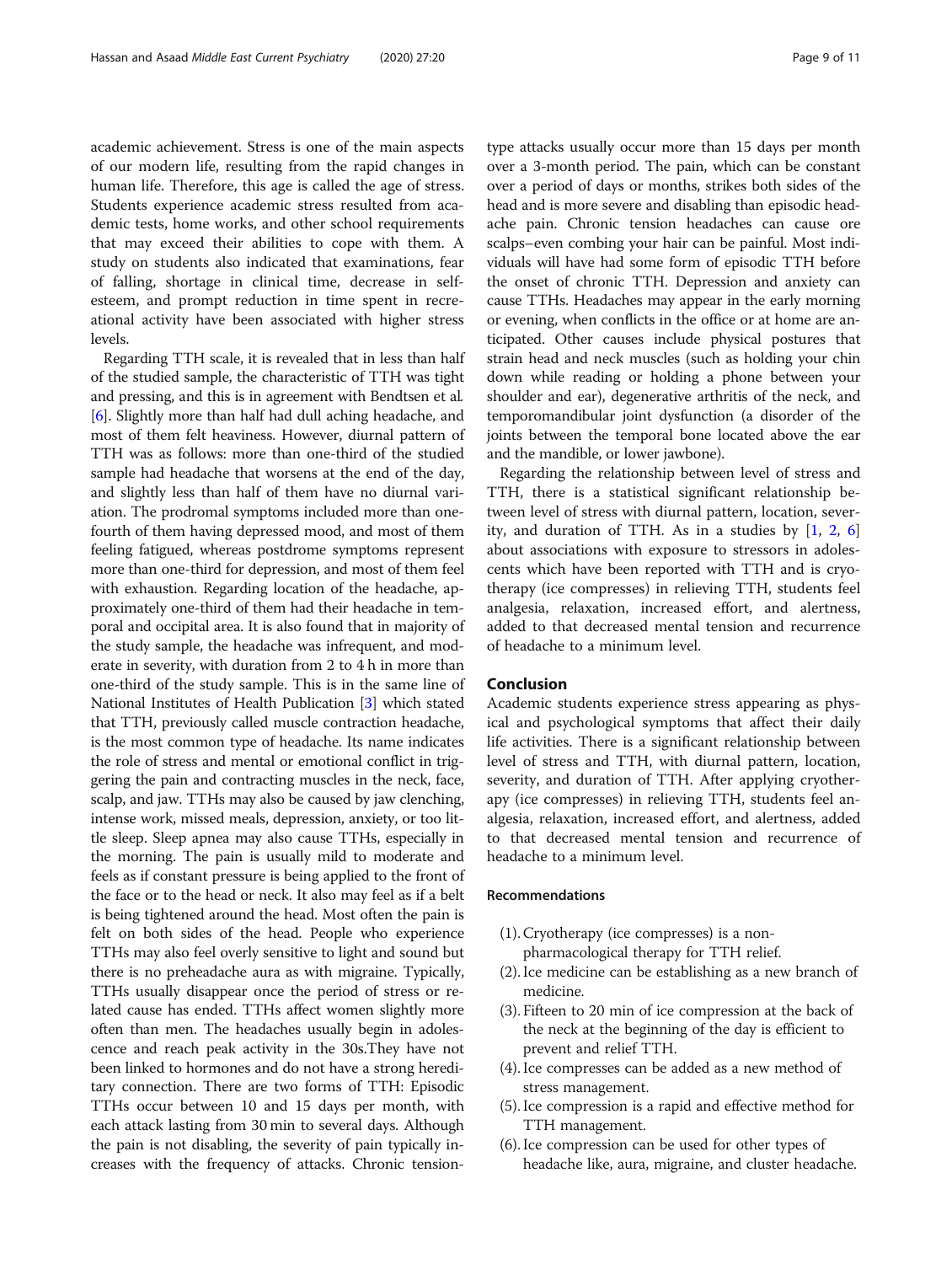academic achievement. Stress is one of the main aspects of our modern life, resulting from the rapid changes in human life. Therefore, this age is called the age of stress. Students experience academic stress resulted from academic tests, home works, and other school requirements that may exceed their abilities to cope with them. A study on students also indicated that examinations, fear of falling, shortage in clinical time, decrease in self-esteem, and prompt reduction in time spent in recreational activity have been associated with higher stress levels.

Regarding TTH scale, it is revealed that in less than half of the studied sample, the characteristic of TTH was tight and pressing, and this is in agreement with Bendtsen et al. [6]. Slightly more than half had dull aching headache, and most of them felt heaviness. However, diurnal pattern of TTH was as follows: more than one-third of the studied sample had headache that worsens at the end of the day, and slightly less than half of them have no diurnal variation. The prodromal symptoms included more than one-fourth of them having depressed mood, and most of them feeling fatigued, whereas postdrome symptoms represent more than one-third for depression, and most of them feel with exhaustion. Regarding location of the headache, approximately one-third of them had their headache in temporal and occipital area. It is also found that in majority of the study sample, the headache was infrequent, and moderate in severity, with duration from 2 to 4 h in more than one-third of the study sample. This is in the same line of National Institutes of Health Publication [3] which stated that TTH, previously called muscle contraction headache, is the most common type of headache. Its name indicates the role of stress and mental or emotional conflict in triggering the pain and contracting muscles in the neck, face, scalp, and jaw. TTHs may also be caused by jaw clenching, intense work, missed meals, depression, anxiety, or too little sleep. Sleep apnea may also cause TTHs, especially in the morning. The pain is usually mild to moderate and feels as if constant pressure is being applied to the front of the face or to the head or neck. It also may feel as if a belt is being tightened around the head. Most often the pain is felt on both sides of the head. People who experience TTHs may also feel overly sensitive to light and sound but there is no preheadache aura as with migraine. Typically, TTHs usually disappear once the period of stress or related cause has ended. TTHs affect women slightly more often than men. The headaches usually begin in adolescence and reach peak activity in the 30s.They have not been linked to hormones and do not have a strong hereditary connection. There are two forms of TTH: Episodic TTHs occur between 10 and 15 days per month, with each attack lasting from 30 min to several days. Although the pain is not disabling, the severity of pain typically increases with the frequency of attacks. Chronic tension-type attacks usually occur more than 15 days per month over a 3-month period. The pain, which can be constant over a period of days or months, strikes both sides of the head and is more severe and disabling than episodic headache pain. Chronic tension headaches can cause ore scalps–even combing your hair can be painful. Most individuals will have had some form of episodic TTH before the onset of chronic TTH. Depression and anxiety can cause TTHs. Headaches may appear in the early morning or evening, when conflicts in the office or at home are anticipated. Other causes include physical postures that strain head and neck muscles (such as holding your chin down while reading or holding a phone between your shoulder and ear), degenerative arthritis of the neck, and temporomandibular joint dysfunction (a disorder of the joints between the temporal bone located above the ear and the mandible, or lower jawbone).

Regarding the relationship between level of stress and TTH, there is a statistical significant relationship between level of stress with diurnal pattern, location, severity, and duration of TTH. As in a studies by [1, 2, 6] about associations with exposure to stressors in adolescents which have been reported with TTH and is cryotherapy (ice compresses) in relieving TTH, students feel analgesia, relaxation, increased effort, and alertness, added to that decreased mental tension and recurrence of headache to a minimum level.

## Conclusion

Academic students experience stress appearing as physical and psychological symptoms that affect their daily life activities. There is a significant relationship between level of stress and TTH, with diurnal pattern, location, severity, and duration of TTH. After applying cryotherapy (ice compresses) in relieving TTH, students feel analgesia, relaxation, increased effort, and alertness, added to that decreased mental tension and recurrence of headache to a minimum level.

### Recommendations

(1). Cryotherapy (ice compresses) is a non-pharmacological therapy for TTH relief.

(2). Ice medicine can be establishing as a new branch of medicine.

(3). Fifteen to 20 min of ice compression at the back of the neck at the beginning of the day is efficient to prevent and relief TTH.

(4). Ice compresses can be added as a new method of stress management.

(5). Ice compression is a rapid and effective method for TTH management.

(6). Ice compression can be used for other types of headache like, aura, migraine, and cluster headache.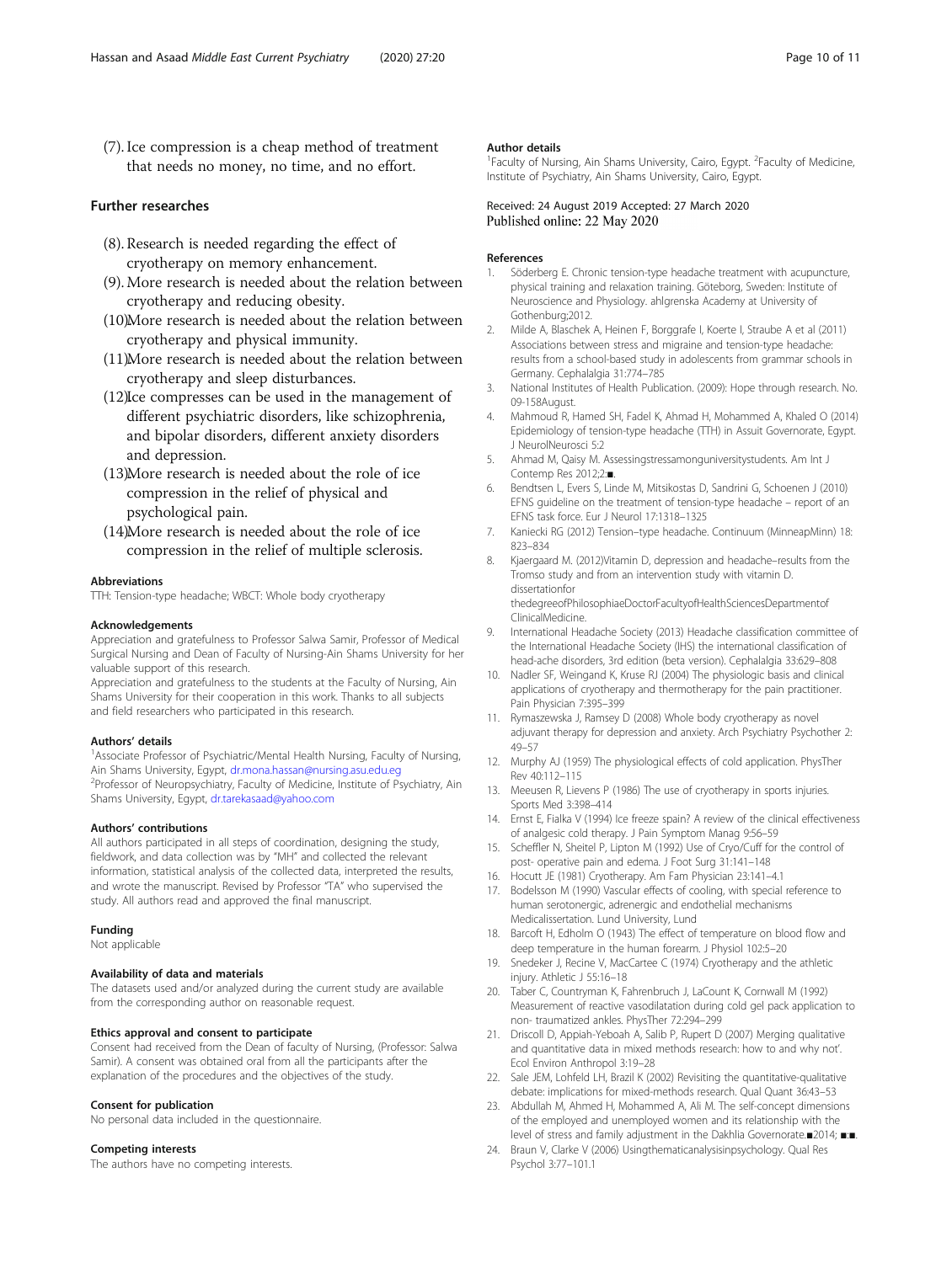(7). Ice compression is a cheap method of treatment that needs no money, no time, and no effort.

## Further researches

(8). Research is needed regarding the effect of cryotherapy on memory enhancement.

(9). More research is needed about the relation between cryotherapy and reducing obesity.

(10)More research is needed about the relation between cryotherapy and physical immunity.

(11)More research is needed about the relation between cryotherapy and sleep disturbances.

(12)Ice compresses can be used in the management of different psychiatric disorders, like schizophrenia, and bipolar disorders, different anxiety disorders and depression.

(13)More research is needed about the role of ice compression in the relief of physical and psychological pain.

(14)More research is needed about the role of ice compression in the relief of multiple sclerosis.

### Abbreviations

TTH: Tension-type headache; WBCT: Whole body cryotherapy

### Acknowledgements

Appreciation and gratefulness to Professor Salwa Samir, Professor of Medical Surgical Nursing and Dean of Faculty of Nursing-Ain Shams University for her valuable support of this research.

Appreciation and gratefulness to the students at the Faculty of Nursing, Ain Shams University for their cooperation in this work. Thanks to all subjects and field researchers who participated in this research.

### Authors' details

[1]Associate Professor of Psychiatric/Mental Health Nursing, Faculty of Nursing, Ain Shams University, Egypt, dr.mona.hassan@nursing.asu.edu.eg
[2]Professor of Neuropsychiatry, Faculty of Medicine, Institute of Psychiatry, Ain Shams University, Egypt, dr.tarekasaad@yahoo.com

### Authors' contributions

All authors participated in all steps of coordination, designing the study, fieldwork, and data collection was by "MH" and collected the relevant information, statistical analysis of the collected data, interpreted the results, and wrote the manuscript. Revised by Professor "TA" who supervised the study. All authors read and approved the final manuscript.

### Funding

Not applicable

### Availability of data and materials

The datasets used and/or analyzed during the current study are available from the corresponding author on reasonable request.

### Ethics approval and consent to participate

Consent had received from the Dean of faculty of Nursing, (Professor: Salwa Samir). A consent was obtained oral from all the participants after the explanation of the procedures and the objectives of the study.

### Consent for publication

No personal data included in the questionnaire.

### Competing interests

The authors have no competing interests.

### Author details

[1]Faculty of Nursing, Ain Shams University, Cairo, Egypt. [2]Faculty of Medicine, Institute of Psychiatry, Ain Shams University, Cairo, Egypt.

Received: 24 August 2019 Accepted: 27 March 2020
Published online: 22 May 2020

### References

1. Söderberg E. Chronic tension-type headache treatment with acupuncture, physical training and relaxation training. Göteborg, Sweden: Institute of Neuroscience and Physiology. ahlgrenska Academy at University of Gothenburg;2012.
2. Milde A, Blaschek A, Heinen F, Borggrafe I, Koerte I, Straube A et al (2011) Associations between stress and migraine and tension-type headache: results from a school-based study in adolescents from grammar schools in Germany. Cephalalgia 31:774–785
3. National Institutes of Health Publication. (2009): Hope through research. No. 09-158August.
4. Mahmoud R, Hamed SH, Fadel K, Ahmad H, Mohammed A, Khaled O (2014) Epidemiology of tension-type headache (TTH) in Assuit Governorate, Egypt. J NeurolNeurosci 5:2
5. Ahmad M, Qaisy M. Assessingstressamonguniversitystudents. Am Int J Contemp Res 2012;2:■.
6. Bendtsen L, Evers S, Linde M, Mitsikostas D, Sandrini G, Schoenen J (2010) EFNS guideline on the treatment of tension-type headache – report of an EFNS task force. Eur J Neurol 17:1318–1325
7. Kaniecki RG (2012) Tension–type headache. Continuum (MinneapMinn) 18: 823–834
8. Kjaergaard M. (2012)Vitamin D, depression and headache–results from the Tromso study and from an intervention study with vitamin D. dissertationfor thedegreeofPhilosophiaeDoctorFacultyofHealthSciencesDepartmentof ClinicalMedicine.
9. International Headache Society (2013) Headache classification committee of the International Headache Society (IHS) the international classification of head-ache disorders, 3rd edition (beta version). Cephalalgia 33:629–808
10. Nadler SF, Weingand K, Kruse RJ (2004) The physiologic basis and clinical applications of cryotherapy and thermotherapy for the pain practitioner. Pain Physician 7:395–399
11. Rymaszewska J, Ramsey D (2008) Whole body cryotherapy as novel adjuvant therapy for depression and anxiety. Arch Psychiatry Psychother 2: 49–57
12. Murphy AJ (1959) The physiological effects of cold application. PhysTher Rev 40:112–115
13. Meeusen R, Lievens P (1986) The use of cryotherapy in sports injuries. Sports Med 3:398–414
14. Ernst E, Fialka V (1994) Ice freeze spain? A review of the clinical effectiveness of analgesic cold therapy. J Pain Symptom Manag 9:56–59
15. Scheffler N, Sheitel P, Lipton M (1992) Use of Cryo/Cuff for the control of post- operative pain and edema. J Foot Surg 31:141–148
16. Hocutt JE (1981) Cryotherapy. Am Fam Physician 23:141–4.1
17. Bodelsson M (1990) Vascular effects of cooling, with special reference to human serotonergic, adrenergic and endothelial mechanisms Medicalissertation. Lund University, Lund
18. Barcoft H, Edholm O (1943) The effect of temperature on blood flow and deep temperature in the human forearm. J Physiol 102:5–20
19. Snedeker J, Recine V, MacCartee C (1974) Cryotherapy and the athletic injury. Athletic J 55:16–18
20. Taber C, Countryman K, Fahrenbruch J, LaCount K, Cornwall M (1992) Measurement of reactive vasodilatation during cold gel pack application to non- traumatized ankles. PhysTher 72:294–299
21. Driscoll D, Appiah-Yeboah A, Salib P, Rupert D (2007) Merging qualitative and quantitative data in mixed methods research: how to and why not'. Ecol Environ Anthropol 3:19–28
22. Sale JEM, Lohfeld LH, Brazil K (2002) Revisiting the quantitative-qualitative debate: implications for mixed-methods research. Qual Quant 36:43–53
23. Abdullah M, Ahmed H, Mohammed A, Ali M. The self-concept dimensions of the employed and unemployed women and its relationship with the level of stress and family adjustment in the Dakhlia Governorate.■2014; ■:■.
24. Braun V, Clarke V (2006) Usingthematicanalysisinpsychology. Qual Res Psychol 3:77–101.1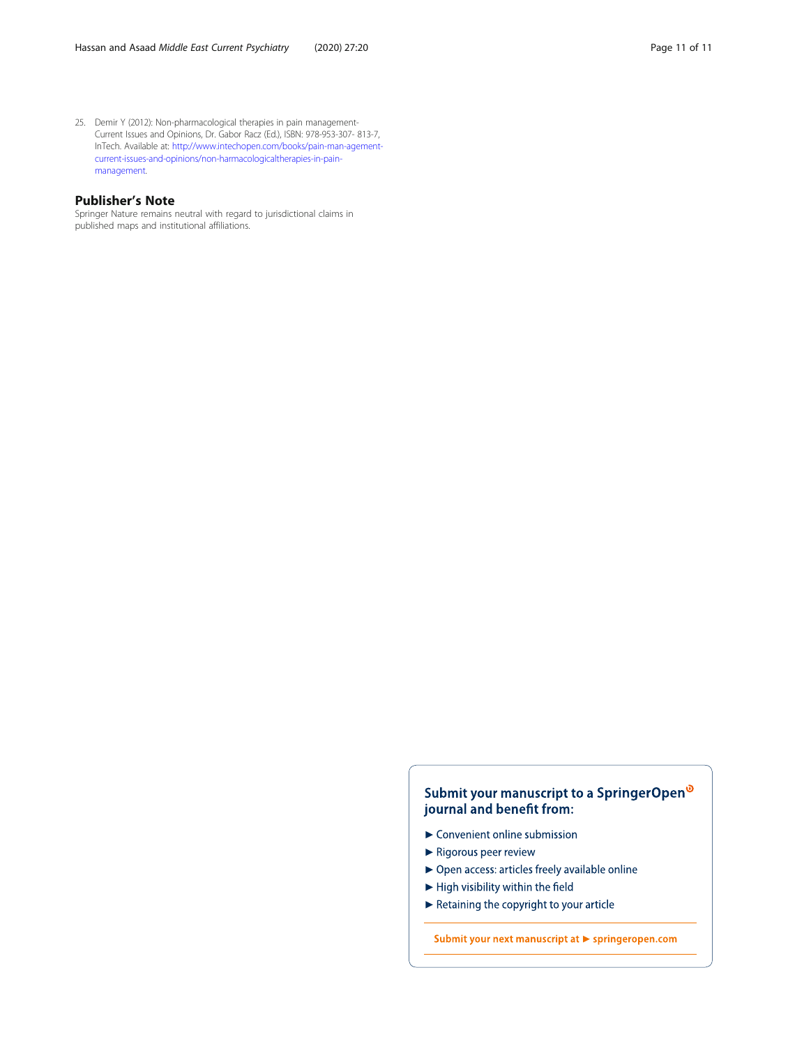25. Demir Y (2012): Non-pharmacological therapies in pain management-Current Issues and Opinions, Dr. Gabor Racz (Ed.), ISBN: 978-953-307- 813-7, InTech. Available at: http://www.intechopen.com/books/pain-man-agement-current-issues-and-opinions/non-harmacologicaltherapies-in-pain-management.

## Publisher's Note

Springer Nature remains neutral with regard to jurisdictional claims in published maps and institutional affiliations.

**Submit your manuscript to a SpringerOpen journal and benefit from:**

- ► Convenient online submission
- ► Rigorous peer review
- ► Open access: articles freely available online
- ► High visibility within the field
- ► Retaining the copyright to your article

**Submit your next manuscript at ► springeropen.com**